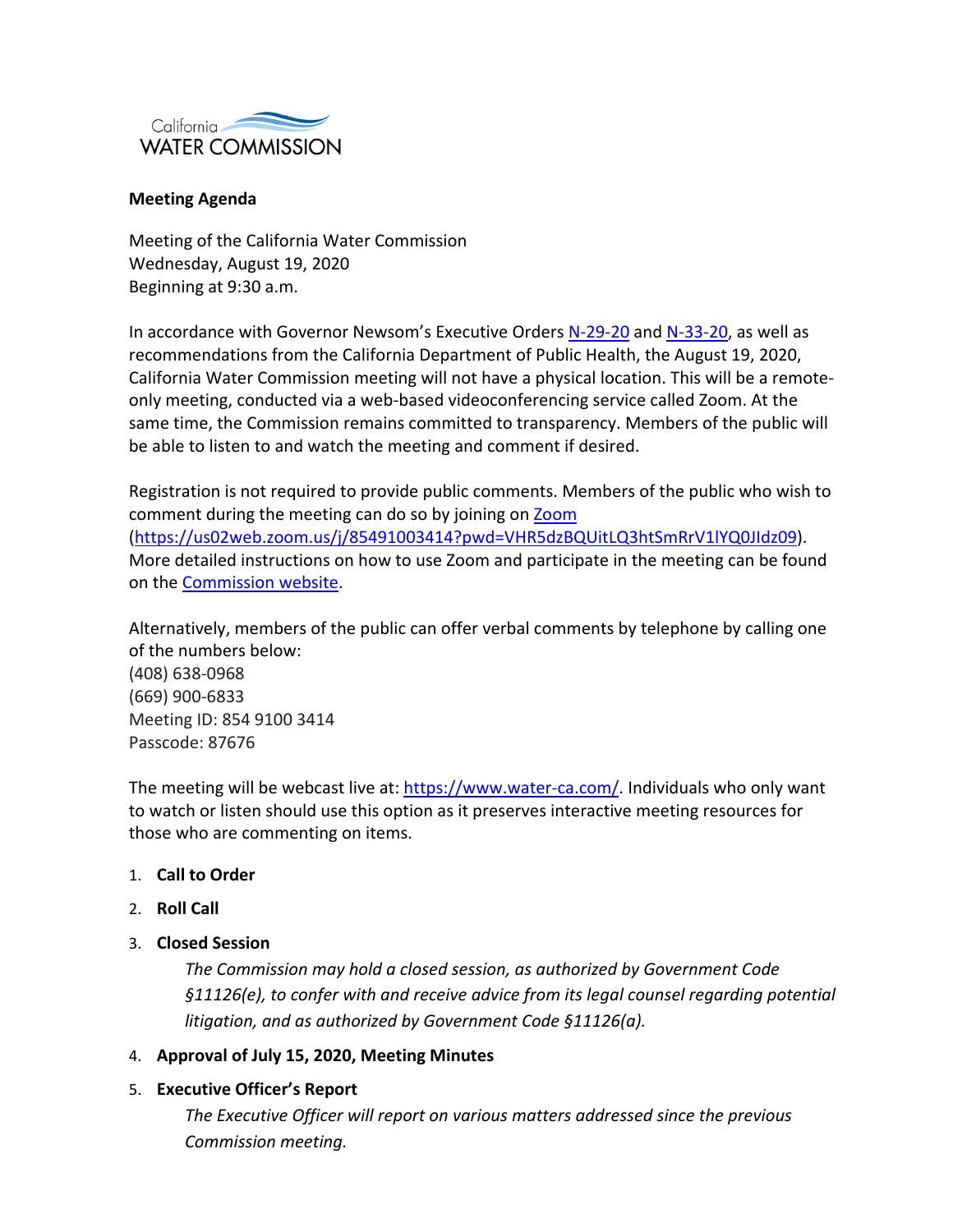California WATER COMMISSION

**Meeting Agenda**

Meeting of the California Water Commission
Wednesday, August 19, 2020
Beginning at 9:30 a.m.

In accordance with Governor Newsom's Executive Orders N-29-20 and N-33-20, as well as recommendations from the California Department of Public Health, the August 19, 2020, California Water Commission meeting will not have a physical location. This will be a remote-only meeting, conducted via a web-based videoconferencing service called Zoom. At the same time, the Commission remains committed to transparency. Members of the public will be able to listen to and watch the meeting and comment if desired.

Registration is not required to provide public comments. Members of the public who wish to comment during the meeting can do so by joining on Zoom (https://us02web.zoom.us/j/85491003414?pwd=VHR5dzBQUitLQ3htSmRrV1lYQ0JIdz09). More detailed instructions on how to use Zoom and participate in the meeting can be found on the Commission website.

Alternatively, members of the public can offer verbal comments by telephone by calling one of the numbers below:
(408) 638-0968
(669) 900-6833
Meeting ID: 854 9100 3414
Passcode: 87676

The meeting will be webcast live at: https://www.water-ca.com/. Individuals who only want to watch or listen should use this option as it preserves interactive meeting resources for those who are commenting on items.

1. **Call to Order**
2. **Roll Call**
3. **Closed Session**

   *The Commission may hold a closed session, as authorized by Government Code §11126(e), to confer with and receive advice from its legal counsel regarding potential litigation, and as authorized by Government Code §11126(a).*
4. **Approval of July 15, 2020, Meeting Minutes**
5. **Executive Officer's Report**

   *The Executive Officer will report on various matters addressed since the previous Commission meeting.*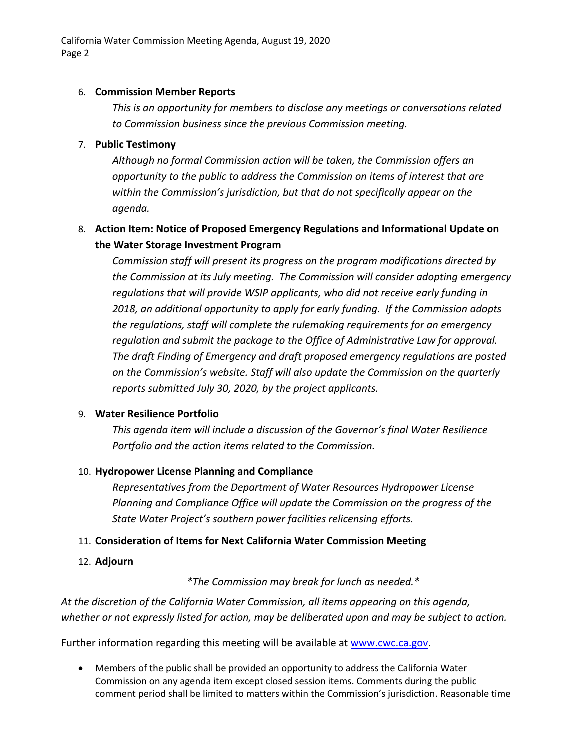6. **Commission Member Reports**

   *This is an opportunity for members to disclose any meetings or conversations related to Commission business since the previous Commission meeting.*

7. **Public Testimony**

   *Although no formal Commission action will be taken, the Commission offers an opportunity to the public to address the Commission on items of interest that are within the Commission's jurisdiction, but that do not specifically appear on the agenda.*

8. **Action Item: Notice of Proposed Emergency Regulations and Informational Update on the Water Storage Investment Program**

   *Commission staff will present its progress on the program modifications directed by the Commission at its July meeting. The Commission will consider adopting emergency regulations that will provide WSIP applicants, who did not receive early funding in 2018, an additional opportunity to apply for early funding. If the Commission adopts the regulations, staff will complete the rulemaking requirements for an emergency regulation and submit the package to the Office of Administrative Law for approval. The draft Finding of Emergency and draft proposed emergency regulations are posted on the Commission's website. Staff will also update the Commission on the quarterly reports submitted July 30, 2020, by the project applicants.*

9. **Water Resilience Portfolio**

   *This agenda item will include a discussion of the Governor's final Water Resilience Portfolio and the action items related to the Commission.*

10. **Hydropower License Planning and Compliance**

    *Representatives from the Department of Water Resources Hydropower License Planning and Compliance Office will update the Commission on the progress of the State Water Project's southern power facilities relicensing efforts.*

11. **Consideration of Items for Next California Water Commission Meeting**

12. **Adjourn**

*\*The Commission may break for lunch as needed.\**

*At the discretion of the California Water Commission, all items appearing on this agenda, whether or not expressly listed for action, may be deliberated upon and may be subject to action.*

Further information regarding this meeting will be available at [www.cwc.ca.gov](www.cwc.ca.gov).

- Members of the public shall be provided an opportunity to address the California Water Commission on any agenda item except closed session items. Comments during the public comment period shall be limited to matters within the Commission's jurisdiction. Reasonable time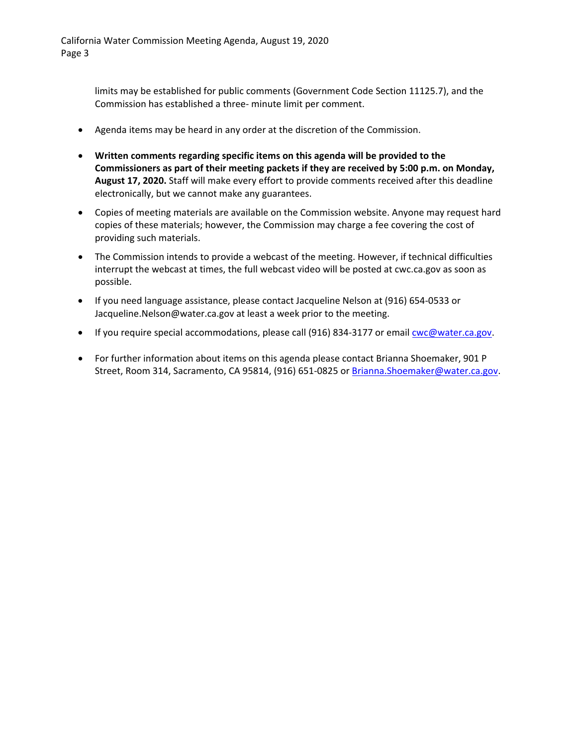limits may be established for public comments (Government Code Section 11125.7), and the Commission has established a three- minute limit per comment.

- Agenda items may be heard in any order at the discretion of the Commission.
- **Written comments regarding specific items on this agenda will be provided to the Commissioners as part of their meeting packets if they are received by 5:00 p.m. on Monday, August 17, 2020.** Staff will make every effort to provide comments received after this deadline electronically, but we cannot make any guarantees.
- Copies of meeting materials are available on the Commission website. Anyone may request hard copies of these materials; however, the Commission may charge a fee covering the cost of providing such materials.
- The Commission intends to provide a webcast of the meeting. However, if technical difficulties interrupt the webcast at times, the full webcast video will be posted at cwc.ca.gov as soon as possible.
- If you need language assistance, please contact Jacqueline Nelson at (916) 654-0533 or Jacqueline.Nelson@water.ca.gov at least a week prior to the meeting.
- If you require special accommodations, please call (916) 834-3177 or email cwc@water.ca.gov.
- For further information about items on this agenda please contact Brianna Shoemaker, 901 P Street, Room 314, Sacramento, CA 95814, (916) 651-0825 or Brianna.Shoemaker@water.ca.gov.